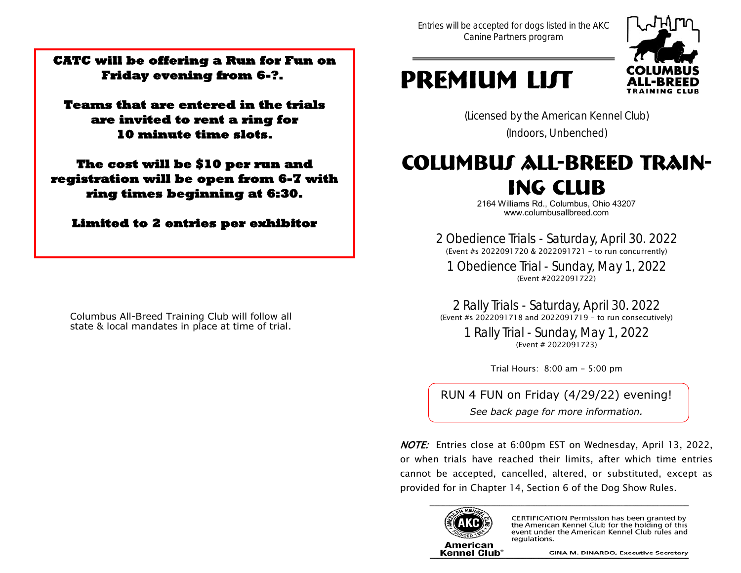**CATC will be offering a Run for Fun on Friday evening from 6-?.**

**Teams that are entered in the trials are invited to rent a ring for 10 minute time slots.**

**The cost will be $10 per run and registration will be open from 6-7 with ring times beginning at 6:30.**

**Limited to 2 entries per exhibitor**

Columbus All-Breed Training Club will follow all state & local mandates in place at time of trial.

Entries will be accepted for dogs listed in the AKC Canine Partners program

# PREMIUM LIST

COLUMBUS ALL-BREED TRAINING CLUB

(Licensed by the American Kennel Club)

(Indoors, Unbenched)

# COLUMBUS ALL-BREED TRAINING CLUB

2164 Williams Rd., Columbus, Ohio 43207
www.columbusallbreed.com

2 Obedience Trials - Saturday, April 30. 2022
(Event #s 2022091720 & 2022091721 – to run concurrently)

1 Obedience Trial - Sunday, May 1, 2022
(Event #2022091722)

2 Rally Trials - Saturday, April 30. 2022
(Event #s 2022091718 and 2022091719 – to run consecutively)

1 Rally Trial - Sunday, May 1, 2022
(Event # 2022091723)

Trial Hours: 8:00 am – 5:00 pm

RUN 4 FUN on Friday (4/29/22) evening!
*See back page for more information.*

***NOTE:*** Entries close at 6:00pm EST on Wednesday, April 13, 2022, or when trials have reached their limits, after which time entries cannot be accepted, cancelled, altered, or substituted, except as provided for in Chapter 14, Section 6 of the Dog Show Rules.

American Kennel Club

CERTIFICATION Permission has been granted by the American Kennel Club for the holding of this event under the American Kennel Club rules and regulations.

GINA M. DINARDO, Executive Secretary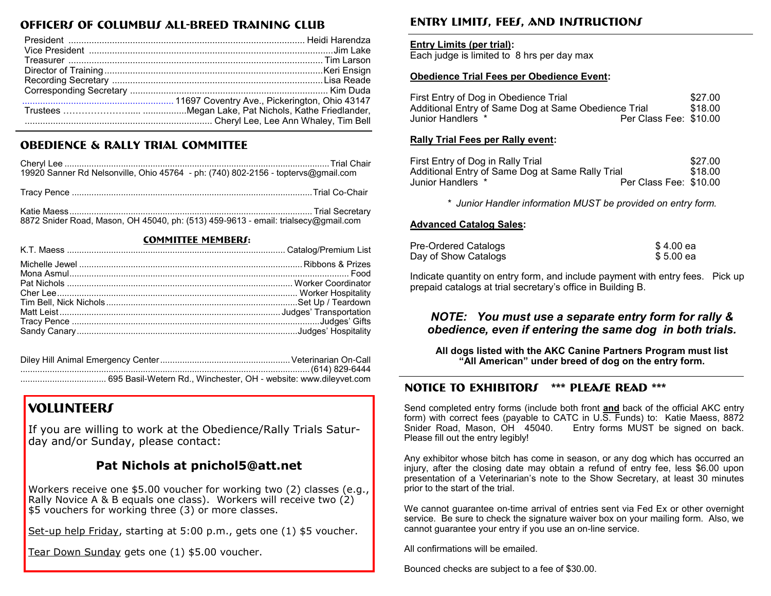## OFFICERS OF COLUMBUS ALL-BREED TRAINING CLUB

| | |
|---|---|
| President | Heidi Harendza |
| Vice President | Jim Lake |
| Treasurer | Tim Larson |
| Director of Training | Keri Ensign |
| Recording Secretary | Lisa Reade |
| Corresponding Secretary | Kim Duda |
| | 11697 Coventry Ave., Pickerington, Ohio 43147 |
| Trustees | Megan Lake, Pat Nichols, Kathe Friedlander, Cheryl Lee, Lee Ann Whaley, Tim Bell |

## OBEDIENCE & RALLY TRIAL COMMITTEE

Cheryl Lee ........ Trial Chair
19920 Sanner Rd Nelsonville, Ohio 45764 - ph: (740) 802-2156 - toptervs@gmail.com

Tracy Pence ........ Trial Co-Chair

Katie Maess ........ Trial Secretary
8872 Snider Road, Mason, OH 45040, ph: (513) 459-9613 - email: trialsecy@gmail.com

### COMMITTEE MEMBERS:

| | |
|---|---|
| K.T. Maess | Catalog/Premium List |
| Michelle Jewel | Ribbons & Prizes |
| Mona Asmul | Food |
| Pat Nichols | Worker Coordinator |
| Cher Lee | Worker Hospitality |
| Tim Bell, Nick Nichols | Set Up / Teardown |
| Matt Leist | Judges' Transportation |
| Tracy Pence | Judges' Gifts |
| Sandy Canary | Judges' Hospitality |

Diley Hill Animal Emergency Center ........ Veterinarian On-Call
(614) 829-6444
695 Basil-Wetern Rd., Winchester, OH - website: www.dileyvet.com

## VOLUNTEERS

If you are willing to work at the Obedience/Rally Trials Saturday and/or Sunday, please contact:

**Pat Nichols at pnichol5@att.net**

Workers receive one $5.00 voucher for working two (2) classes (e.g., Rally Novice A & B equals one class). Workers will receive two (2) $5 vouchers for working three (3) or more classes.

Set-up help Friday, starting at 5:00 p.m., gets one (1) $5 voucher.

Tear Down Sunday gets one (1) $5.00 voucher.

## ENTRY LIMITS, FEES, AND INSTRUCTIONS

**Entry Limits (per trial):**
Each judge is limited to 8 hrs per day max

**Obedience Trial Fees per Obedience Event:**

| | |
|---|---|
| First Entry of Dog in Obedience Trial | $27.00 |
| Additional Entry of Same Dog at Same Obedience Trial | $18.00 |
| Junior Handlers * | Per Class Fee: $10.00 |

**Rally Trial Fees per Rally event:**

| | |
|---|---|
| First Entry of Dog in Rally Trial | $27.00 |
| Additional Entry of Same Dog at Same Rally Trial | $18.00 |
| Junior Handlers * | Per Class Fee: $10.00 |

\* *Junior Handler information MUST be provided on entry form.*

**Advanced Catalog Sales:**

| | |
|---|---|
| Pre-Ordered Catalogs | $ 4.00 ea |
| Day of Show Catalogs | $ 5.00 ea |

Indicate quantity on entry form, and include payment with entry fees. Pick up prepaid catalogs at trial secretary's office in Building B.

***NOTE: You must use a separate entry form for rally & obedience, even if entering the same dog in both trials.***

**All dogs listed with the AKC Canine Partners Program must list "All American" under breed of dog on the entry form.**

## NOTICE TO EXHIBITORS *** PLEASE READ ***

Send completed entry forms (include both front **and** back of the official AKC entry form) with correct fees (payable to CATC in U.S. Funds) to: Katie Maess, 8872 Snider Road, Mason, OH 45040. Entry forms MUST be signed on back. Please fill out the entry legibly!

Any exhibitor whose bitch has come in season, or any dog which has occurred an injury, after the closing date may obtain a refund of entry fee, less $6.00 upon presentation of a Veterinarian's note to the Show Secretary, at least 30 minutes prior to the start of the trial.

We cannot guarantee on-time arrival of entries sent via Fed Ex or other overnight service. Be sure to check the signature waiver box on your mailing form. Also, we cannot guarantee your entry if you use an on-line service.

All confirmations will be emailed.

Bounced checks are subject to a fee of $30.00.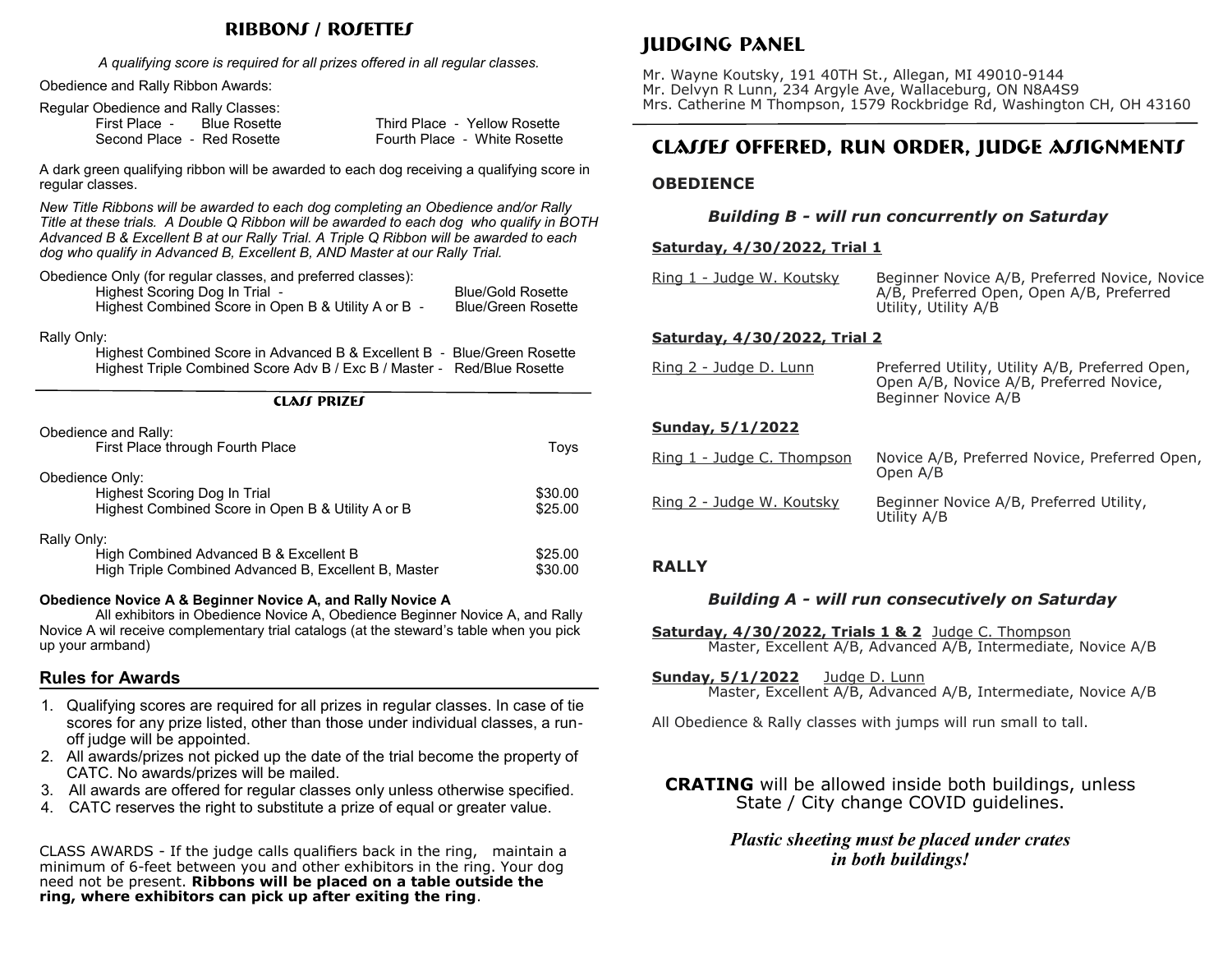## RIBBONS / ROSETTES

*A qualifying score is required for all prizes offered in all regular classes.*

Obedience and Rally Ribbon Awards:

Regular Obedience and Rally Classes:

| | |
|---|---|
| First Place - Blue Rosette | Third Place - Yellow Rosette |
| Second Place - Red Rosette | Fourth Place - White Rosette |

A dark green qualifying ribbon will be awarded to each dog receiving a qualifying score in regular classes.

*New Title Ribbons will be awarded to each dog completing an Obedience and/or Rally Title at these trials. A Double Q Ribbon will be awarded to each dog who qualify in BOTH Advanced B & Excellent B at our Rally Trial. A Triple Q Ribbon will be awarded to each dog who qualify in Advanced B, Excellent B, AND Master at our Rally Trial.*

Obedience Only (for regular classes, and preferred classes):

| | |
|---|---|
| Highest Scoring Dog In Trial - | Blue/Gold Rosette |
| Highest Combined Score in Open B & Utility A or B - | Blue/Green Rosette |

Rally Only:

| | |
|---|---|
| Highest Combined Score in Advanced B & Excellent B - | Blue/Green Rosette |
| Highest Triple Combined Score Adv B / Exc B / Master - | Red/Blue Rosette |

### CLASS PRIZES

| | |
|---|---|
| **Obedience and Rally:** | |
| First Place through Fourth Place | Toys |
| **Obedience Only:** | |
| Highest Scoring Dog In Trial | $30.00 |
| Highest Combined Score in Open B & Utility A or B | $25.00 |
| **Rally Only:** | |
| High Combined Advanced B & Excellent B | $25.00 |
| High Triple Combined Advanced B, Excellent B, Master | $30.00 |

**Obedience Novice A & Beginner Novice A, and Rally Novice A**

All exhibitors in Obedience Novice A, Obedience Beginner Novice A, and Rally Novice A wil receive complementary trial catalogs (at the steward's table when you pick up your armband)

### Rules for Awards

1. Qualifying scores are required for all prizes in regular classes. In case of tie scores for any prize listed, other than those under individual classes, a run-off judge will be appointed.
2. All awards/prizes not picked up the date of the trial become the property of CATC. No awards/prizes will be mailed.
3. All awards are offered for regular classes only unless otherwise specified.
4. CATC reserves the right to substitute a prize of equal or greater value.

CLASS AWARDS - If the judge calls qualifiers back in the ring, maintain a minimum of 6-feet between you and other exhibitors in the ring. Your dog need not be present. **Ribbons will be placed on a table outside the ring, where exhibitors can pick up after exiting the ring**.

## JUDGING PANEL

Mr. Wayne Koutsky, 191 40TH St., Allegan, MI 49010-9144
Mr. Delvyn R Lunn, 234 Argyle Ave, Wallaceburg, ON N8A4S9
Mrs. Catherine M Thompson, 1579 Rockbridge Rd, Washington CH, OH 43160

## CLASSES OFFERED, RUN ORDER, JUDGE ASSIGNMENTS

### OBEDIENCE

***Building B - will run concurrently on Saturday***

**Saturday, 4/30/2022, Trial 1**

| | |
|---|---|
| Ring 1 - Judge W. Koutsky | Beginner Novice A/B, Preferred Novice, Novice A/B, Preferred Open, Open A/B, Preferred Utility, Utility A/B |

**Saturday, 4/30/2022, Trial 2**

| | |
|---|---|
| Ring 2 - Judge D. Lunn | Preferred Utility, Utility A/B, Preferred Open, Open A/B, Novice A/B, Preferred Novice, Beginner Novice A/B |

**Sunday, 5/1/2022**

| | |
|---|---|
| Ring 1 - Judge C. Thompson | Novice A/B, Preferred Novice, Preferred Open, Open A/B |
| Ring 2 - Judge W. Koutsky | Beginner Novice A/B, Preferred Utility, Utility A/B |

### RALLY

***Building A - will run consecutively on Saturday***

**Saturday, 4/30/2022, Trials 1 & 2** Judge C. Thompson
Master, Excellent A/B, Advanced A/B, Intermediate, Novice A/B

**Sunday, 5/1/2022** Judge D. Lunn
Master, Excellent A/B, Advanced A/B, Intermediate, Novice A/B

All Obedience & Rally classes with jumps will run small to tall.

**CRATING** will be allowed inside both buildings, unless State / City change COVID guidelines.

***Plastic sheeting must be placed under crates in both buildings!***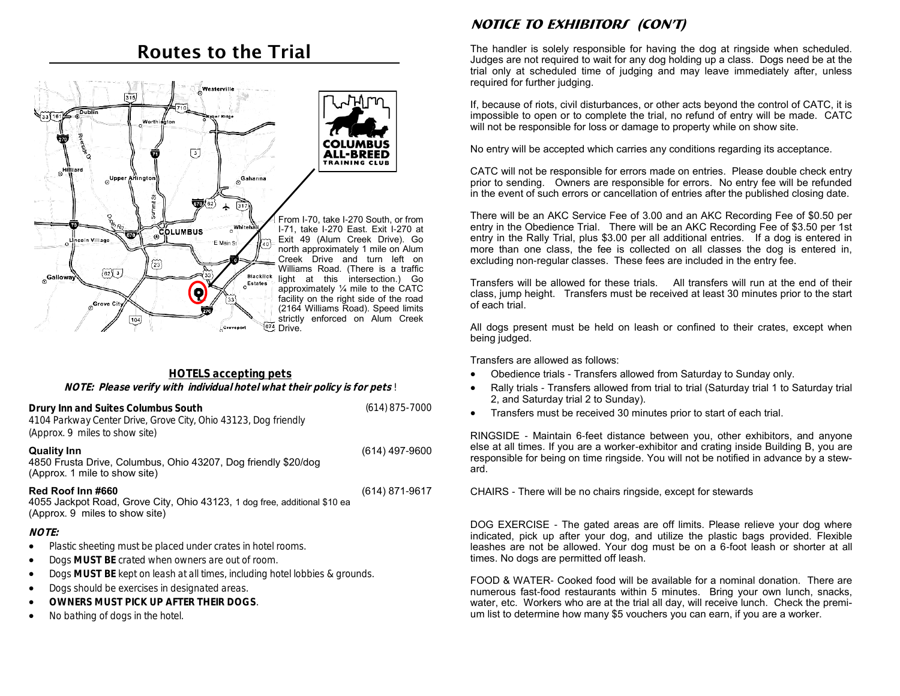# Routes to the Trial

COLUMBUS ALL-BREED TRAINING CLUB

From I-70, take I-270 South, or from I-71, take I-270 East. Exit I-270 at Exit 49 (Alum Creek Drive). Go north approximately 1 mile on Alum Creek Drive and turn left on Williams Road. (There is a traffic light at this intersection.) Go approximately ¼ mile to the CATC facility on the right side of the road (2164 Williams Road). Speed limits strictly enforced on Alum Creek Drive.

## HOTELS accepting pets

***NOTE: Please verify with individual hotel what their policy is for pets*** !

**Drury Inn and Suites Columbus South** (614) 875-7000
4104 Parkway Center Drive, Grove City, Ohio 43123, Dog friendly
(Approx. 9 miles to show site)

**Quality Inn** (614) 497-9600
4850 Frusta Drive, Columbus, Ohio 43207, Dog friendly $20/dog
(Approx. 1 mile to show site)

**Red Roof Inn #660** (614) 871-9617
4055 Jackpot Road, Grove City, Ohio 43123, 1 dog free, additional $10 ea
(Approx. 9 miles to show site)

***NOTE:***

- Plastic sheeting must be placed under crates in hotel rooms.
- Dogs **MUST BE** crated when owners are out of room.
- Dogs **MUST BE** kept on leash at all times, including hotel lobbies & grounds.
- Dogs should be exercises in designated areas.
- **OWNERS MUST PICK UP AFTER THEIR DOGS**.
- No bathing of dogs in the hotel.

## NOTICE TO EXHIBITORS (CON'T)

The handler is solely responsible for having the dog at ringside when scheduled. Judges are not required to wait for any dog holding up a class. Dogs need be at the trial only at scheduled time of judging and may leave immediately after, unless required for further judging.

If, because of riots, civil disturbances, or other acts beyond the control of CATC, it is impossible to open or to complete the trial, no refund of entry will be made. CATC will not be responsible for loss or damage to property while on show site.

No entry will be accepted which carries any conditions regarding its acceptance.

CATC will not be responsible for errors made on entries. Please double check entry prior to sending. Owners are responsible for errors. No entry fee will be refunded in the event of such errors or cancellation of entries after the published closing date.

There will be an AKC Service Fee of 3.00 and an AKC Recording Fee of $0.50 per entry in the Obedience Trial. There will be an AKC Recording Fee of $3.50 per 1st entry in the Rally Trial, plus $3.00 per all additional entries. If a dog is entered in more than one class, the fee is collected on all classes the dog is entered in, excluding non-regular classes. These fees are included in the entry fee.

Transfers will be allowed for these trials. All transfers will run at the end of their class, jump height. Transfers must be received at least 30 minutes prior to the start of each trial.

All dogs present must be held on leash or confined to their crates, except when being judged.

Transfers are allowed as follows:

- Obedience trials - Transfers allowed from Saturday to Sunday only.
- Rally trials - Transfers allowed from trial to trial (Saturday trial 1 to Saturday trial 2, and Saturday trial 2 to Sunday).
- Transfers must be received 30 minutes prior to start of each trial.

RINGSIDE - Maintain 6-feet distance between you, other exhibitors, and anyone else at all times. If you are a worker-exhibitor and crating inside Building B, you are responsible for being on time ringside. You will not be notified in advance by a steward.

CHAIRS - There will be no chairs ringside, except for stewards

DOG EXERCISE - The gated areas are off limits. Please relieve your dog where indicated, pick up after your dog, and utilize the plastic bags provided. Flexible leashes are not be allowed. Your dog must be on a 6-foot leash or shorter at all times. No dogs are permitted off leash.

FOOD & WATER- Cooked food will be available for a nominal donation. There are numerous fast-food restaurants within 5 minutes. Bring your own lunch, snacks, water, etc. Workers who are at the trial all day, will receive lunch. Check the premium list to determine how many $5 vouchers you can earn, if you are a worker.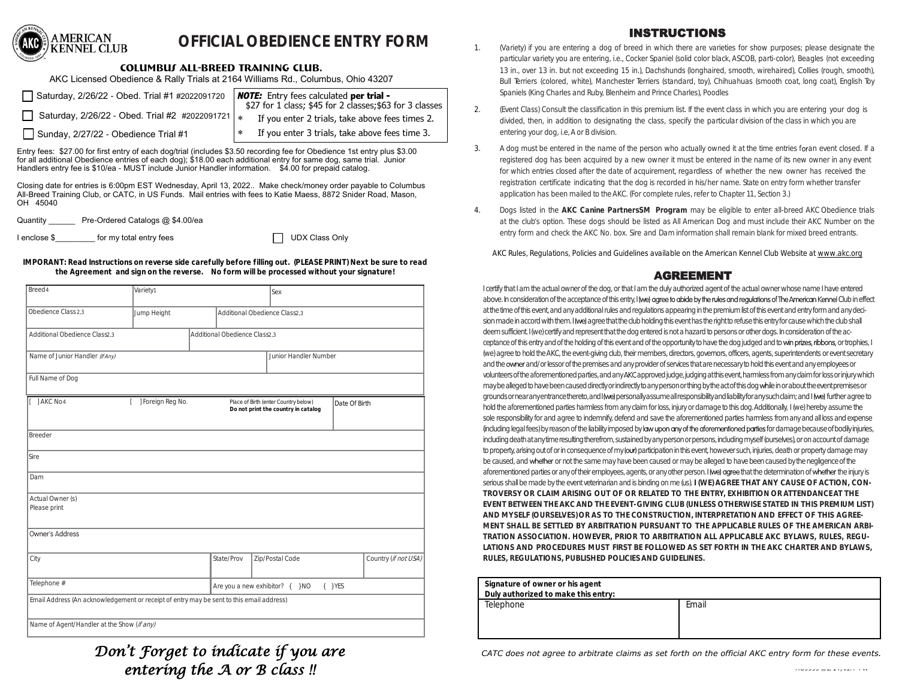AMERICAN KENNEL CLUB

# OFFICIAL OBEDIENCE ENTRY FORM

## COLUMBUS ALL-BREED TRAINING CLUB.

AKC Licensed Obedience & Rally Trials at 2164 Williams Rd., Columbus, Ohio 43207

- [ ] Saturday, 2/26/22 - Obed. Trial #1 #2022091720
- [ ] Saturday, 2/26/22 - Obed. Trial #2 #2022091721
- [ ] Sunday, 2/27/22 - Obedience Trial #1

***NOTE:*** Entry fees calculated **per trial -** $27 for 1 class; $45 for 2 classes;$63 for 3 classes

* If you enter 2 trials, take above fees times 2.
* If you enter 3 trials, take above fees time 3.

Entry fees: $27.00 for first entry of each dog/trial (includes $3.50 recording fee for Obedience 1st entry plus $3.00 for all additional Obedience entries of each dog); $18.00 each additional entry for same dog, same trial. Junior Handlers entry fee is $10/ea - MUST include Junior Handler information. $4.00 for prepaid catalog.

Closing date for entries is 6:00pm EST Wednesday, April 13, 2022.. Make check/money order payable to Columbus All-Breed Training Club, or CATC, in US Funds. Mail entries with fees to Katie Maess, 8872 Snider Road, Mason, OH 45040

Quantity ______ Pre-Ordered Catalogs @ $4.00/ea

I enclose $_________ for my total entry fees

- [ ] UDX Class Only

**IMPORANT: Read Instructions on reverse side carefully before filling out. (PLEASE PRINT) Next be sure to read the Agreement and sign on the reverse. No form will be processed without your signature!**

| | | | |
|---|---|---|---|
| Breed4 | Variety1 | Sex | |
| Obedience Class 2,3 | Jump Height | Additional Obedience Class2,3 | |
| Additional Obedience Class2,3 | Additional Obedience Class2,3 | | |
| Name of Junior Handler *(If Any)* | | Junior Handler Number | |
| Full Name of Dog | | | |
| [ ] AKC No4 | [ ] Foreign Reg No. | Place of Birth (enter Country below) **Do not print the country in catalog** | Date Of Birth |
| Breeder | | | |
| Sire | | | |
| Dam | | | |
| Actual Owner (s) Please print | | | |
| Owner's Address | | | |
| City | State/Prov | Zip/Postal Code | Country *(if not USA)* |
| Telephone # | Are you a new exhibitor? { }NO { }YES | | |
| Email Address (An acknowledgement or receipt of entry may be sent to this email address) | | | |
| Name of Agent/Handler at the Show *(if any)* | | | |

*Don't Forget to indicate if you are entering the A or B class !!*

## INSTRUCTIONS

1. (Variety) if you are entering a dog of breed in which there are varieties for show purposes; please designate the particular variety you are entering, i.e., Cocker Spaniel (solid color black, ASCOB, parti-color), Beagles (not exceeding 13 in., over 13 in. but not exceeding 15 in.), Dachshunds (longhaired, smooth, wirehaired), Collies (rough, smooth), Bull Terriers (colored, white), Manchester Terriers (standard, toy), Chihuahuas (smooth coat, long coat), English Toy Spaniels (King Charles and Ruby, Blenheim and Prince Charles), Poodles
2. (Event Class) Consult the classification in this premium list. If the event class in which you are entering your dog is divided, then, in addition to designating the class, specify the particular division of the class in which you are entering your dog, i.e, A or B division.
3. A dog must be entered in the name of the person who actually owned it at the time entries for an event closed. If a registered dog has been acquired by a new owner it must be entered in the name of its new owner in any event for which entries closed after the date of acquirement, regardless of whether the new owner has received the registration certificate indicating that the dog is recorded in his/her name. State on entry form whether transfer application has been mailed to the AKC. (For complete rules, refer to Chapter 11, Section 3.)
4. Dogs listed in the **AKC Canine PartnersSM Program** may be eligible to enter all-breed AKC Obedience trials at the club's option. These dogs should be listed as All American Dog and must include their AKC Number on the entry form and check the AKC No. box. Sire and Dam information shall remain blank for mixed breed entrants.

AKC Rules, Regulations, Policies and Guidelines available on the American Kennel Club Website at www.akc.org

## AGREEMENT

I certify that I am the actual owner of the dog, or that I am the duly authorized agent of the actual owner whose name I have entered above. In consideration of the acceptance of this entry, I (we) agree to abide by the rules and regulations of The American Kennel Club in effect at the time of this event, and any additional rules and regulations appearing in the premium list of this event and entry form and any decision made in accord with them. I (we) agree that the club holding this event has the right to refuse this entry for cause which the club shall deem sufficient. I (we) certify and represent that the dog entered is not a hazard to persons or other dogs. In consideration of the acceptance of this entry and of the holding of this event and of the opportunity to have the dog judged and to win prizes, ribbons, or trophies, I (we) agree to hold the AKC, the event-giving club, their members, directors, governors, officers, agents, superintendents or event secretary and the owner and/or lessor of the premises and any provider of services that are necessary to hold this event and any employees or volunteers of the aforementioned parties, and any AKC approved judge, judging at this event, harmless from any claim for loss or injury which may be alleged to have been caused directly or indirectly to any person or thing by the act of this dog while in or about the event premises or grounds or near any entrance thereto, and I (we) personally assume all responsibility and liability for any such claim; and I (we) further agree to hold the aforementioned parties harmless from any claim for loss, injury or damage to this dog. Additionally, I (we) hereby assume the sole responsibility for and agree to indemnify, defend and save the aforementioned parties harmless from any and all loss and expense (including legal fees) by reason of the liability imposed by law upon any of the aforementioned parties for damage because of bodily injuries, including death at any time resulting therefrom, sustained by any person or persons, including myself (ourselves), or on account of damage to property, arising out of or in consequence of my (our) participation in this event, however such, injuries, death or property damage may be caused, and whether or not the same may have been caused or may be alleged to have been caused by the negligence of the aforementioned parties or any of their employees, agents, or any other person. I (we) agree that the determination of whether the injury is serious shall be made by the event veterinarian and is binding on me (us). **I (WE) AGREE THAT ANY CAUSE OF ACTION, CONTROVERSY OR CLAIM ARISING OUT OF OR RELATED TO THE ENTRY, EXHIBITION OR ATTENDANCE AT THE EVENT BETWEEN THE AKC AND THE EVENT-GIVING CLUB (UNLESS OTHERWISE STATED IN THIS PREMIUM LIST) AND MYSELF (OURSELVES) OR AS TO THE CONSTRUCTION, INTERPRETATION AND EFFECT OF THIS AGREEMENT SHALL BE SETTLED BY ARBITRATION PURSUANT TO THE APPLICABLE RULES OF THE AMERICAN ARBITRATION ASSOCIATION. HOWEVER, PRIOR TO ARBITRATION ALL APPLICABLE AKC BYLAWS, RULES, REGULATIONS AND PROCEDURES MUST FIRST BE FOLLOWED AS SET FORTH IN THE AKC CHARTER AND BYLAWS, RULES, REGULATIONS, PUBLISHED POLICIES AND GUIDELINES.**

| | |
|---|---|
| **Signature of owner or his agent Duly authorized to make this entry:** | |
| Telephone | Email |

*CATC does not agree to arbitrate claims as set forth on the official AKC entry form for these events.*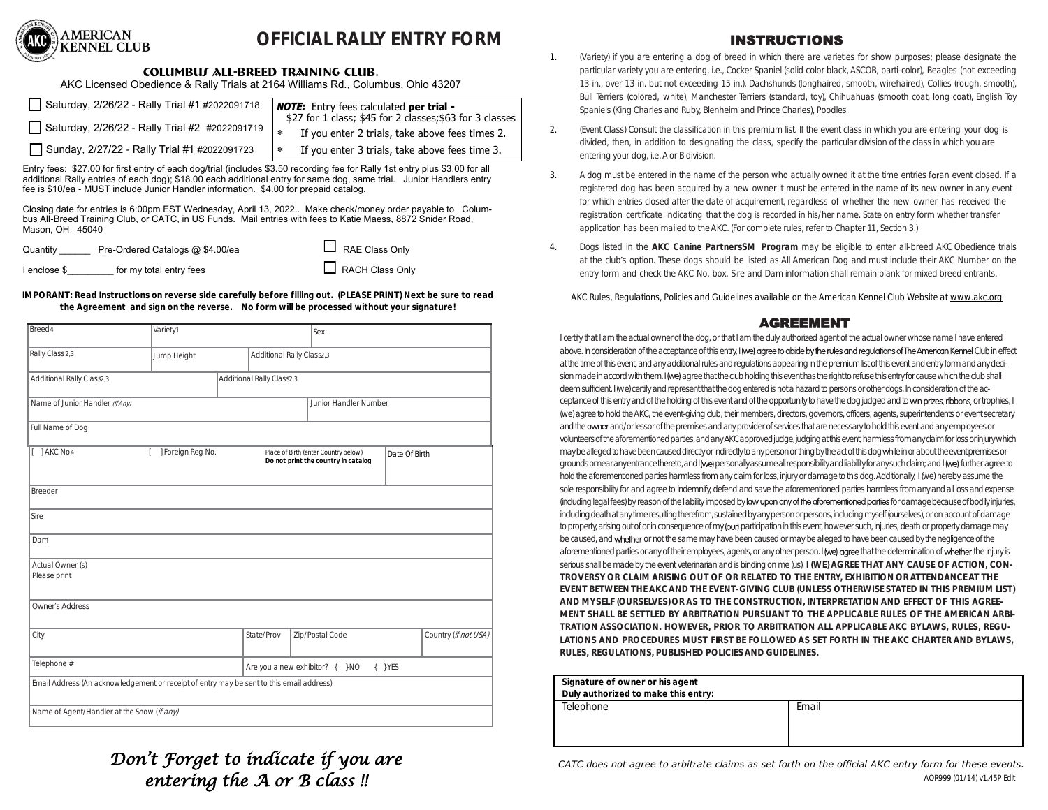AMERICAN KENNEL CLUB

# OFFICIAL RALLY ENTRY FORM

## COLUMBUS ALL-BREED TRAINING CLUB.

AKC Licensed Obedience & Rally Trials at 2164 Williams Rd., Columbus, Ohio 43207

- [ ] Saturday, 2/26/22 - Rally Trial #1 #2022091718
- [ ] Saturday, 2/26/22 - Rally Trial #2 #2022091719
- [ ] Sunday, 2/27/22 - Rally Trial #1 #2022091723

***NOTE:*** Entry fees calculated **per trial -** $27 for 1 class; $45 for 2 classes;$63 for 3 classes

* If you enter 2 trials, take above fees times 2.
* If you enter 3 trials, take above fees time 3.

Entry fees: $27.00 for first entry of each dog/trial (includes $3.50 recording fee for Rally 1st entry plus $3.00 for all additional Rally entries of each dog); $18.00 each additional entry for same dog, same trial. Junior Handlers entry fee is $10/ea - MUST include Junior Handler information. $4.00 for prepaid catalog.

Closing date for entries is 6:00pm EST Wednesday, April 13, 2022.. Make check/money order payable to Columbus All-Breed Training Club, or CATC, in US Funds. Mail entries with fees to Katie Maess, 8872 Snider Road, Mason, OH 45040

Quantity ______ Pre-Ordered Catalogs @ $4.00/ea

I enclose $_________ for my total entry fees

- [ ] RAE Class Only
- [ ] RACH Class Only

**IMPORANT: Read Instructions on reverse side carefully before filling out. (PLEASE PRINT) Next be sure to read the Agreement and sign on the reverse. No form will be processed without your signature!**

| | | | |
|---|---|---|---|
| Breed4 | Variety1 | Sex | |
| Rally Class 2,3 | Jump Height | Additional Rally Class2,3 | |
| Additional Rally Class2,3 | Additional Rally Class2,3 | | |
| Name of Junior Handler *(if Any)* | Junior Handler Number | | |
| Full Name of Dog | | | |
| [ ] AKC No4 | [ ] Foreign Reg No. | Place of Birth (enter Country below) **Do not print the country in catalog** | Date Of Birth |
| Breeder | | | |
| Sire | | | |
| Dam | | | |
| Actual Owner (s) Please print | | | |
| Owner's Address | | | |
| City | State/Prov | Zip/Postal Code | Country (*if not USA*) |
| Telephone # | Are you a new exhibitor? { }NO { }YES | | |
| Email Address (An acknowledgement or receipt of entry may be sent to this email address) | | | |
| Name of Agent/Handler at the Show (*if any*) | | | |

*Don't Forget to indicate if you are entering the A or B class !!*

# INSTRUCTIONS

1. (Variety) if you are entering a dog of breed in which there are varieties for show purposes; please designate the particular variety you are entering, i.e., Cocker Spaniel (solid color black, ASCOB, parti-color), Beagles (not exceeding 13 in., over 13 in. but not exceeding 15 in.), Dachshunds (longhaired, smooth, wirehaired), Collies (rough, smooth), Bull Terriers (colored, white), Manchester Terriers (standard, toy), Chihuahuas (smooth coat, long coat), English Toy Spaniels (King Charles and Ruby, Blenheim and Prince Charles), Poodles
2. (Event Class) Consult the classification in this premium list. If the event class in which you are entering your dog is divided, then, in addition to designating the class, specify the particular division of the class in which you are entering your dog, i.e, A or B division.
3. A dog must be entered in the name of the person who actually owned it at the time entries foran event closed. If a registered dog has been acquired by a new owner it must be entered in the name of its new owner in any event for which entries closed after the date of acquirement, regardless of whether the new owner has received the registration certificate indicating that the dog is recorded in his/her name. State on entry form whether transfer application has been mailed to the AKC. (For complete rules, refer to Chapter 11, Section 3.)
4. Dogs listed in the **AKC Canine PartnersSM Program** may be eligible to enter all-breed AKC Obedience trials at the club's option. These dogs should be listed as All American Dog and must include their AKC Number on the entry form and check the AKC No. box. Sire and Dam information shall remain blank for mixed breed entrants.

AKC Rules, Regulations, Policies and Guidelines available on the American Kennel Club Website at www.akc.org

# AGREEMENT

I certify that I am the actual owner of the dog, or that I am the duly authorized agent of the actual owner whose name I have entered above. In consideration of the acceptance of this entry, I (we) agree to abide by the rules and regulations of The American Kennel Club in effect at the time of this event, and any additional rules and regulations appearing in the premium list of this event and entry form and any decision made in accord with them. I (we) agree that the club holding this event has the right to refuse this entry for cause which the club shall deem sufficient. I (we) certify and represent that the dog entered is not a hazard to persons or other dogs. In consideration of the acceptance of this entry and of the holding of this event and of the opportunity to have the dog judged and to win prizes, ribbons, or trophies, I (we) agree to hold the AKC, the event-giving club, their members, directors, governors, officers, agents, superintendents or event secretary and the owner and/or lessor of the premises and any provider of services that are necessary to hold this event and any employees or volunteers of the aforementioned parties, and any AKC approved judge, judging at this event, harmless from any claim for loss or injury which may be alleged to have been caused directly or indirectly to any person or thing by the act of this dog while in or about the event premises or grounds or near any entrance thereto, and I (we) personally assume all responsibility and liability for any such claim; and I (we) further agree to hold the aforementioned parties harmless from any claim for loss, injury or damage to this dog. Additionally, I (we) hereby assume the sole responsibility for and agree to indemnify, defend and save the aforementioned parties harmless from any and all loss and expense (including legal fees) by reason of the liability imposed by law upon any of the aforementioned parties for damage because of bodily injuries, including death at any time resulting therefrom, sustained by any person or persons, including myself (ourselves), or on account of damage to property, arising out of or in consequence of my (our) participation in this event, however such, injuries, death or property damage may be caused, and whether or not the same may have been caused or may be alleged to have been caused by the negligence of the aforementioned parties or any of their employees, agents, or any other person. I (we) agree that the determination of whether the injury is serious shall be made by the event veterinarian and is binding on me (us). **I (WE) AGREE THAT ANY CAUSE OF ACTION, CONTROVERSY OR CLAIM ARISING OUT OF OR RELATED TO THE ENTRY, EXHIBITION OR ATTENDANCE AT THE EVENT BETWEEN THE AKC AND THE EVENT-GIVING CLUB (UNLESS OTHERWISE STATED IN THIS PREMIUM LIST) AND MYSELF (OURSELVES) OR AS TO THE CONSTRUCTION, INTERPRETATION AND EFFECT OF THIS AGREEMENT SHALL BE SETTLED BY ARBITRATION PURSUANT TO THE APPLICABLE RULES OF THE AMERICAN ARBITRATION ASSOCIATION. HOWEVER, PRIOR TO ARBITRATION ALL APPLICABLE AKC BYLAWS, RULES, REGULATIONS AND PROCEDURES MUST FIRST BE FOLLOWED AS SET FORTH IN THE AKC CHARTER AND BYLAWS, RULES, REGULATIONS, PUBLISHED POLICIES AND GUIDELINES.**

| | |
|---|---|
| **Signature of owner or his agent Duly authorized to make this entry:** | |
| Telephone | Email |

*CATC does not agree to arbitrate claims as set forth on the official AKC entry form for these events.*

AOR999 (01/14) v1.45P Edit